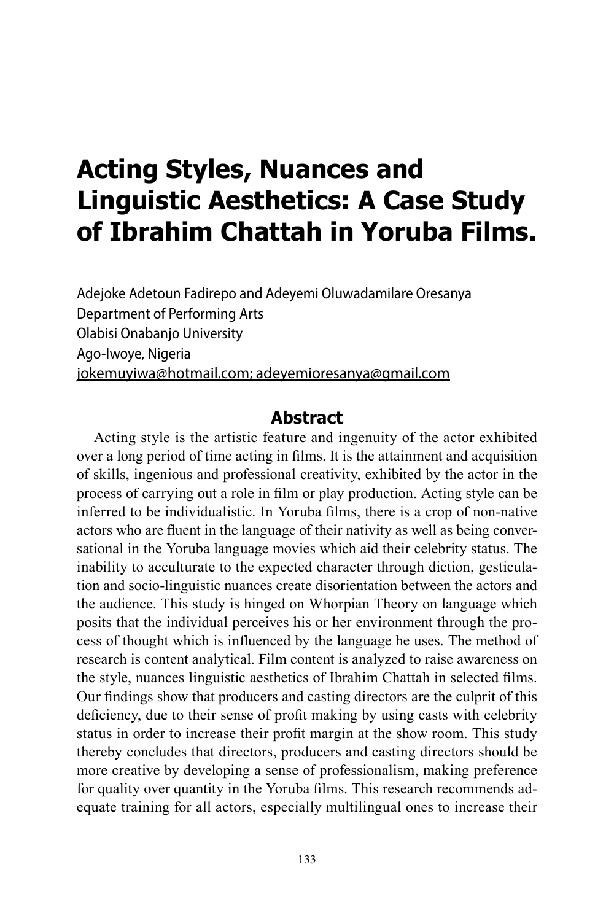# Acting Styles, Nuances and Linguistic Aesthetics: A Case Study of Ibrahim Chattah in Yoruba Films.

Adejoke Adetoun Fadirepo and Adeyemi Oluwadamilare Oresanya
Department of Performing Arts
Olabisi Onabanjo University
Ago-Iwoye, Nigeria
jokemuyiwa@hotmail.com; adeyemioresanya@gmail.com

## Abstract

Acting style is the artistic feature and ingenuity of the actor exhibited over a long period of time acting in films. It is the attainment and acquisition of skills, ingenious and professional creativity, exhibited by the actor in the process of carrying out a role in film or play production. Acting style can be inferred to be individualistic. In Yoruba films, there is a crop of non-native actors who are fluent in the language of their nativity as well as being conversational in the Yoruba language movies which aid their celebrity status. The inability to acculturate to the expected character through diction, gesticulation and socio-linguistic nuances create disorientation between the actors and the audience. This study is hinged on Whorpian Theory on language which posits that the individual perceives his or her environment through the process of thought which is influenced by the language he uses. The method of research is content analytical. Film content is analyzed to raise awareness on the style, nuances linguistic aesthetics of Ibrahim Chattah in selected films. Our findings show that producers and casting directors are the culprit of this deficiency, due to their sense of profit making by using casts with celebrity status in order to increase their profit margin at the show room. This study thereby concludes that directors, producers and casting directors should be more creative by developing a sense of professionalism, making preference for quality over quantity in the Yoruba films. This research recommends adequate training for all actors, especially multilingual ones to increase their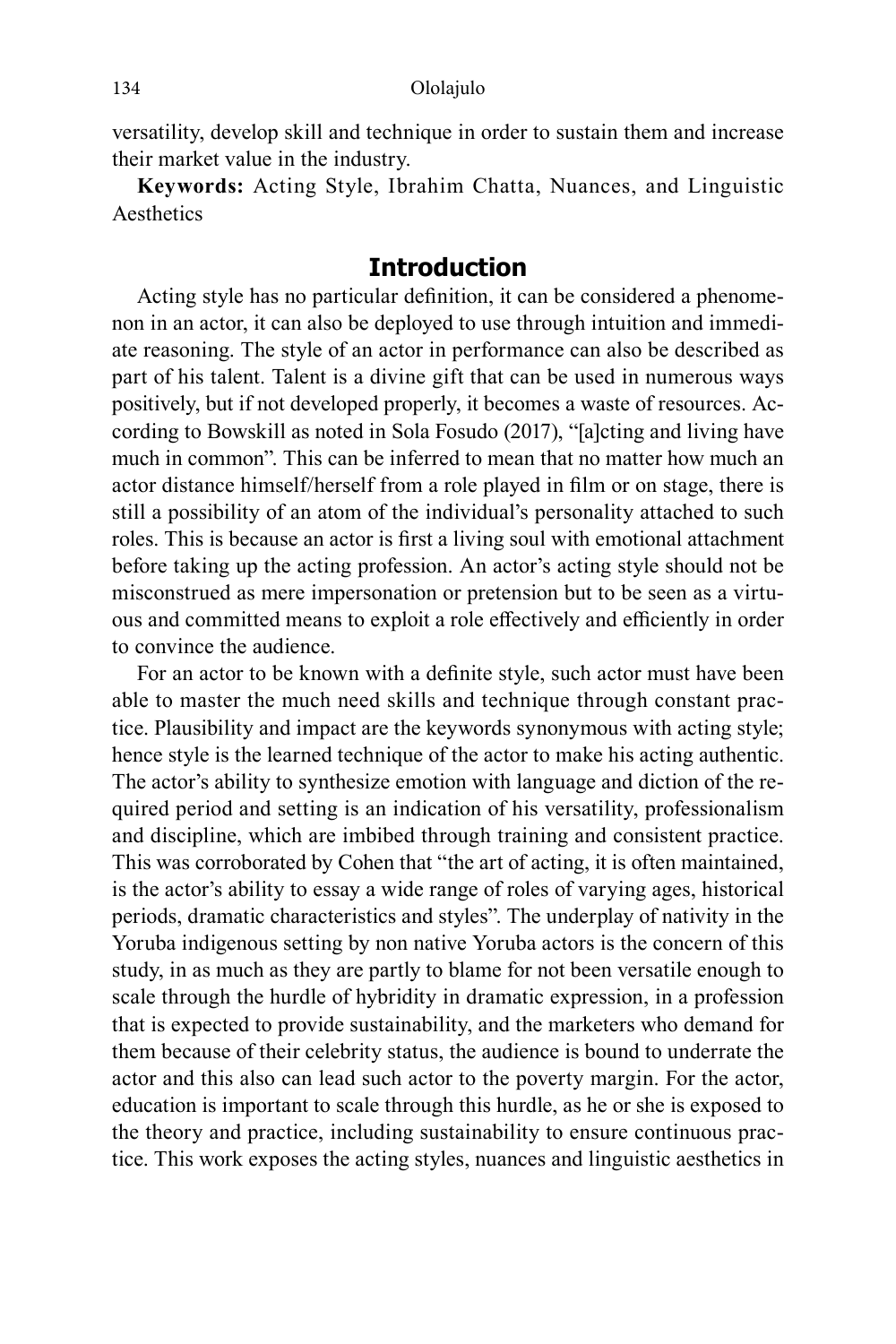versatility, develop skill and technique in order to sustain them and increase their market value in the industry.

**Keywords:** Acting Style, Ibrahim Chatta, Nuances, and Linguistic Aesthetics

## Introduction

Acting style has no particular definition, it can be considered a phenomenon in an actor, it can also be deployed to use through intuition and immediate reasoning. The style of an actor in performance can also be described as part of his talent. Talent is a divine gift that can be used in numerous ways positively, but if not developed properly, it becomes a waste of resources. According to Bowskill as noted in Sola Fosudo (2017), "[a]cting and living have much in common". This can be inferred to mean that no matter how much an actor distance himself/herself from a role played in film or on stage, there is still a possibility of an atom of the individual's personality attached to such roles. This is because an actor is first a living soul with emotional attachment before taking up the acting profession. An actor's acting style should not be misconstrued as mere impersonation or pretension but to be seen as a virtuous and committed means to exploit a role effectively and efficiently in order to convince the audience.

For an actor to be known with a definite style, such actor must have been able to master the much need skills and technique through constant practice. Plausibility and impact are the keywords synonymous with acting style; hence style is the learned technique of the actor to make his acting authentic. The actor's ability to synthesize emotion with language and diction of the required period and setting is an indication of his versatility, professionalism and discipline, which are imbibed through training and consistent practice. This was corroborated by Cohen that "the art of acting, it is often maintained, is the actor's ability to essay a wide range of roles of varying ages, historical periods, dramatic characteristics and styles". The underplay of nativity in the Yoruba indigenous setting by non native Yoruba actors is the concern of this study, in as much as they are partly to blame for not been versatile enough to scale through the hurdle of hybridity in dramatic expression, in a profession that is expected to provide sustainability, and the marketers who demand for them because of their celebrity status, the audience is bound to underrate the actor and this also can lead such actor to the poverty margin. For the actor, education is important to scale through this hurdle, as he or she is exposed to the theory and practice, including sustainability to ensure continuous practice. This work exposes the acting styles, nuances and linguistic aesthetics in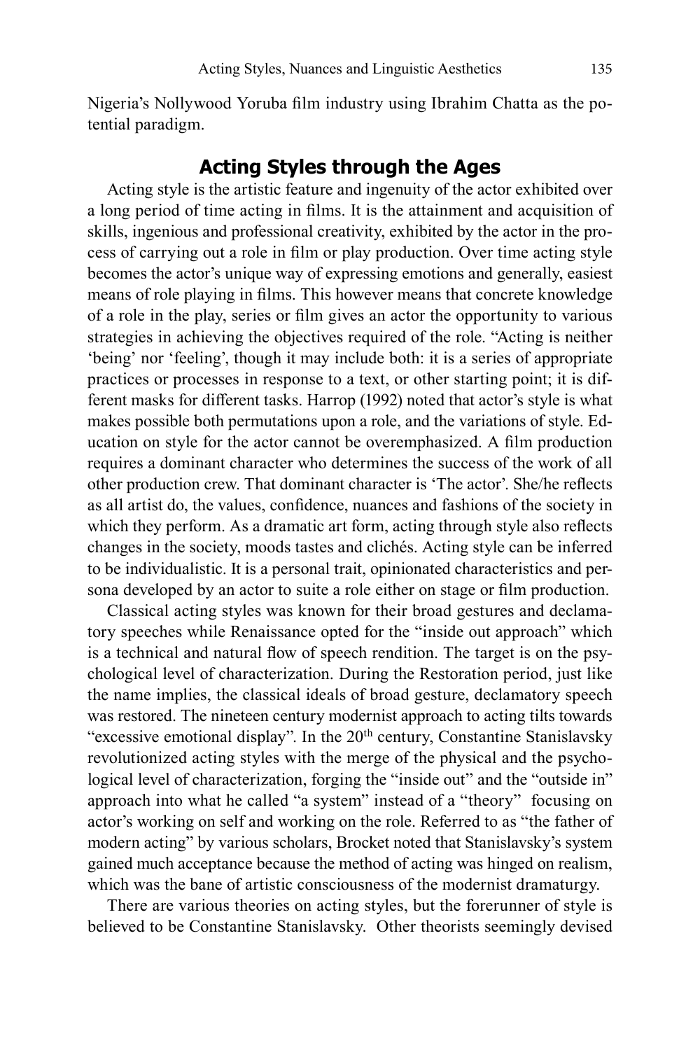Nigeria's Nollywood Yoruba film industry using Ibrahim Chatta as the potential paradigm.

## Acting Styles through the Ages

Acting style is the artistic feature and ingenuity of the actor exhibited over a long period of time acting in films. It is the attainment and acquisition of skills, ingenious and professional creativity, exhibited by the actor in the process of carrying out a role in film or play production. Over time acting style becomes the actor's unique way of expressing emotions and generally, easiest means of role playing in films. This however means that concrete knowledge of a role in the play, series or film gives an actor the opportunity to various strategies in achieving the objectives required of the role. "Acting is neither 'being' nor 'feeling', though it may include both: it is a series of appropriate practices or processes in response to a text, or other starting point; it is different masks for different tasks. Harrop (1992) noted that actor's style is what makes possible both permutations upon a role, and the variations of style. Education on style for the actor cannot be overemphasized. A film production requires a dominant character who determines the success of the work of all other production crew. That dominant character is 'The actor'. She/he reflects as all artist do, the values, confidence, nuances and fashions of the society in which they perform. As a dramatic art form, acting through style also reflects changes in the society, moods tastes and clichés. Acting style can be inferred to be individualistic. It is a personal trait, opinionated characteristics and persona developed by an actor to suite a role either on stage or film production.

Classical acting styles was known for their broad gestures and declamatory speeches while Renaissance opted for the "inside out approach" which is a technical and natural flow of speech rendition. The target is on the psychological level of characterization. During the Restoration period, just like the name implies, the classical ideals of broad gesture, declamatory speech was restored. The nineteen century modernist approach to acting tilts towards "excessive emotional display". In the 20th century, Constantine Stanislavsky revolutionized acting styles with the merge of the physical and the psychological level of characterization, forging the "inside out" and the "outside in" approach into what he called "a system" instead of a "theory" focusing on actor's working on self and working on the role. Referred to as "the father of modern acting" by various scholars, Brocket noted that Stanislavsky's system gained much acceptance because the method of acting was hinged on realism, which was the bane of artistic consciousness of the modernist dramaturgy.

There are various theories on acting styles, but the forerunner of style is believed to be Constantine Stanislavsky. Other theorists seemingly devised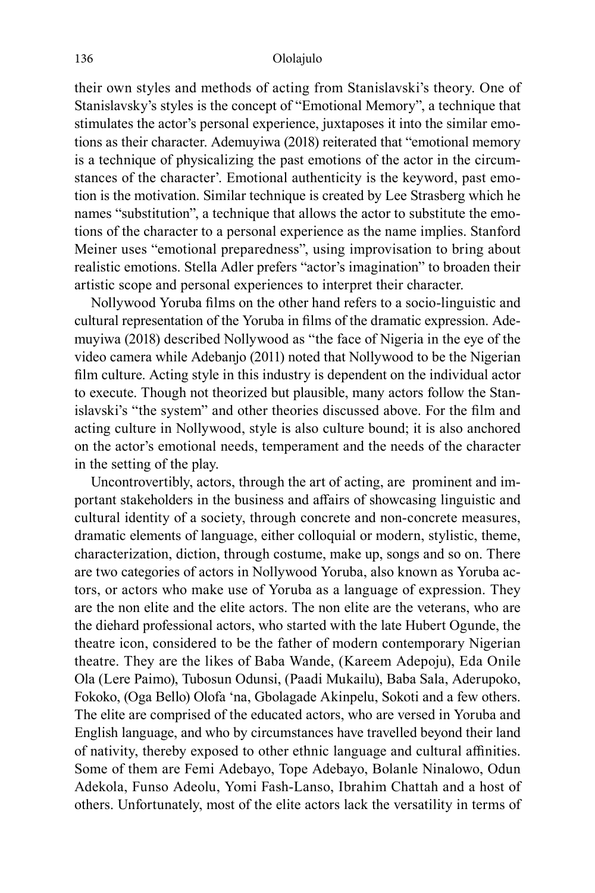their own styles and methods of acting from Stanislavski's theory. One of Stanislavsky's styles is the concept of "Emotional Memory", a technique that stimulates the actor's personal experience, juxtaposes it into the similar emotions as their character. Ademuyiwa (2018) reiterated that "emotional memory is a technique of physicalizing the past emotions of the actor in the circumstances of the character'. Emotional authenticity is the keyword, past emotion is the motivation. Similar technique is created by Lee Strasberg which he names "substitution", a technique that allows the actor to substitute the emotions of the character to a personal experience as the name implies. Stanford Meiner uses "emotional preparedness", using improvisation to bring about realistic emotions. Stella Adler prefers "actor's imagination" to broaden their artistic scope and personal experiences to interpret their character.

Nollywood Yoruba films on the other hand refers to a socio-linguistic and cultural representation of the Yoruba in films of the dramatic expression. Ademuyiwa (2018) described Nollywood as "the face of Nigeria in the eye of the video camera while Adebanjo (2011) noted that Nollywood to be the Nigerian film culture. Acting style in this industry is dependent on the individual actor to execute. Though not theorized but plausible, many actors follow the Stanislavski's "the system" and other theories discussed above. For the film and acting culture in Nollywood, style is also culture bound; it is also anchored on the actor's emotional needs, temperament and the needs of the character in the setting of the play.

Uncontrovertibly, actors, through the art of acting, are prominent and important stakeholders in the business and affairs of showcasing linguistic and cultural identity of a society, through concrete and non-concrete measures, dramatic elements of language, either colloquial or modern, stylistic, theme, characterization, diction, through costume, make up, songs and so on. There are two categories of actors in Nollywood Yoruba, also known as Yoruba actors, or actors who make use of Yoruba as a language of expression. They are the non elite and the elite actors. The non elite are the veterans, who are the diehard professional actors, who started with the late Hubert Ogunde, the theatre icon, considered to be the father of modern contemporary Nigerian theatre. They are the likes of Baba Wande, (Kareem Adepoju), Eda Onile Ola (Lere Paimo), Tubosun Odunsi, (Paadi Mukailu), Baba Sala, Aderupoko, Fokoko, (Oga Bello) Olofa 'na, Gbolagade Akinpelu, Sokoti and a few others. The elite are comprised of the educated actors, who are versed in Yoruba and English language, and who by circumstances have travelled beyond their land of nativity, thereby exposed to other ethnic language and cultural affinities. Some of them are Femi Adebayo, Tope Adebayo, Bolanle Ninalowo, Odun Adekola, Funso Adeolu, Yomi Fash-Lanso, Ibrahim Chattah and a host of others. Unfortunately, most of the elite actors lack the versatility in terms of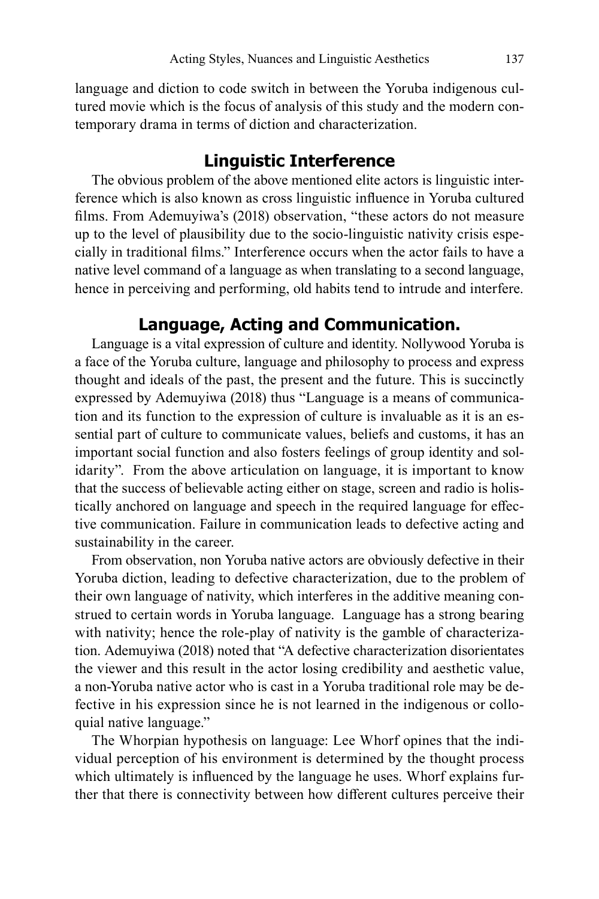language and diction to code switch in between the Yoruba indigenous cultured movie which is the focus of analysis of this study and the modern contemporary drama in terms of diction and characterization.

## Linguistic Interference

The obvious problem of the above mentioned elite actors is linguistic interference which is also known as cross linguistic influence in Yoruba cultured films. From Ademuyiwa's (2018) observation, "these actors do not measure up to the level of plausibility due to the socio-linguistic nativity crisis especially in traditional films." Interference occurs when the actor fails to have a native level command of a language as when translating to a second language, hence in perceiving and performing, old habits tend to intrude and interfere.

## Language, Acting and Communication.

Language is a vital expression of culture and identity. Nollywood Yoruba is a face of the Yoruba culture, language and philosophy to process and express thought and ideals of the past, the present and the future. This is succinctly expressed by Ademuyiwa (2018) thus "Language is a means of communication and its function to the expression of culture is invaluable as it is an essential part of culture to communicate values, beliefs and customs, it has an important social function and also fosters feelings of group identity and solidarity". From the above articulation on language, it is important to know that the success of believable acting either on stage, screen and radio is holistically anchored on language and speech in the required language for effective communication. Failure in communication leads to defective acting and sustainability in the career.

From observation, non Yoruba native actors are obviously defective in their Yoruba diction, leading to defective characterization, due to the problem of their own language of nativity, which interferes in the additive meaning construed to certain words in Yoruba language. Language has a strong bearing with nativity; hence the role-play of nativity is the gamble of characterization. Ademuyiwa (2018) noted that "A defective characterization disorientates the viewer and this result in the actor losing credibility and aesthetic value, a non-Yoruba native actor who is cast in a Yoruba traditional role may be defective in his expression since he is not learned in the indigenous or colloquial native language."

The Whorpian hypothesis on language: Lee Whorf opines that the individual perception of his environment is determined by the thought process which ultimately is influenced by the language he uses. Whorf explains further that there is connectivity between how different cultures perceive their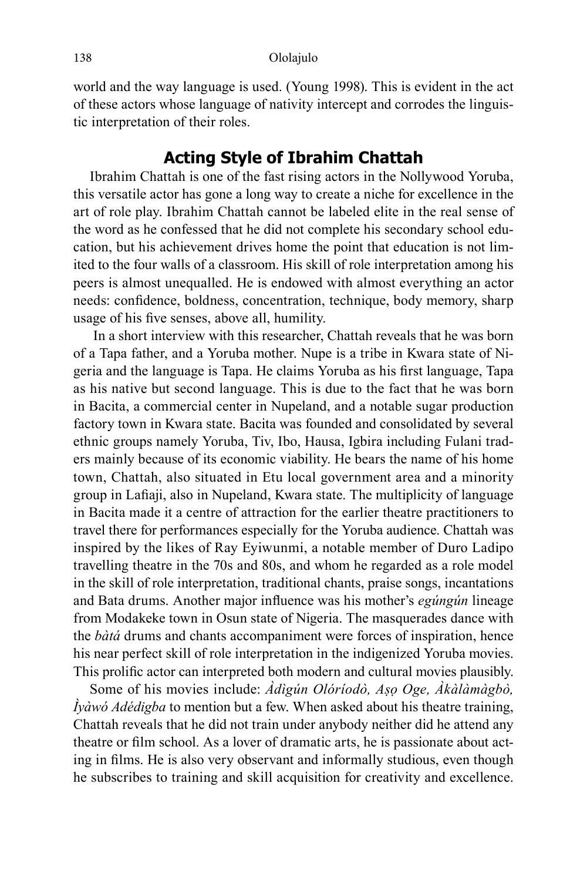world and the way language is used. (Young 1998). This is evident in the act of these actors whose language of nativity intercept and corrodes the linguistic interpretation of their roles.

## Acting Style of Ibrahim Chattah

Ibrahim Chattah is one of the fast rising actors in the Nollywood Yoruba, this versatile actor has gone a long way to create a niche for excellence in the art of role play. Ibrahim Chattah cannot be labeled elite in the real sense of the word as he confessed that he did not complete his secondary school education, but his achievement drives home the point that education is not limited to the four walls of a classroom. His skill of role interpretation among his peers is almost unequalled. He is endowed with almost everything an actor needs: confidence, boldness, concentration, technique, body memory, sharp usage of his five senses, above all, humility.

In a short interview with this researcher, Chattah reveals that he was born of a Tapa father, and a Yoruba mother. Nupe is a tribe in Kwara state of Nigeria and the language is Tapa. He claims Yoruba as his first language, Tapa as his native but second language. This is due to the fact that he was born in Bacita, a commercial center in Nupeland, and a notable sugar production factory town in Kwara state. Bacita was founded and consolidated by several ethnic groups namely Yoruba, Tiv, Ibo, Hausa, Igbira including Fulani traders mainly because of its economic viability. He bears the name of his home town, Chattah, also situated in Etu local government area and a minority group in Lafiaji, also in Nupeland, Kwara state. The multiplicity of language in Bacita made it a centre of attraction for the earlier theatre practitioners to travel there for performances especially for the Yoruba audience. Chattah was inspired by the likes of Ray Eyiwunmi, a notable member of Duro Ladipo travelling theatre in the 70s and 80s, and whom he regarded as a role model in the skill of role interpretation, traditional chants, praise songs, incantations and Bata drums. Another major influence was his mother's *egúngún* lineage from Modakeke town in Osun state of Nigeria. The masquerades dance with the *bàtá* drums and chants accompaniment were forces of inspiration, hence his near perfect skill of role interpretation in the indigenized Yoruba movies. This prolific actor can interpreted both modern and cultural movies plausibly.

Some of his movies include: *Àdìgún Olóríodò, Aṣọ Oge, Àkàlàmàgbò, Ìyàwó Adédigba* to mention but a few. When asked about his theatre training, Chattah reveals that he did not train under anybody neither did he attend any theatre or film school. As a lover of dramatic arts, he is passionate about acting in films. He is also very observant and informally studious, even though he subscribes to training and skill acquisition for creativity and excellence.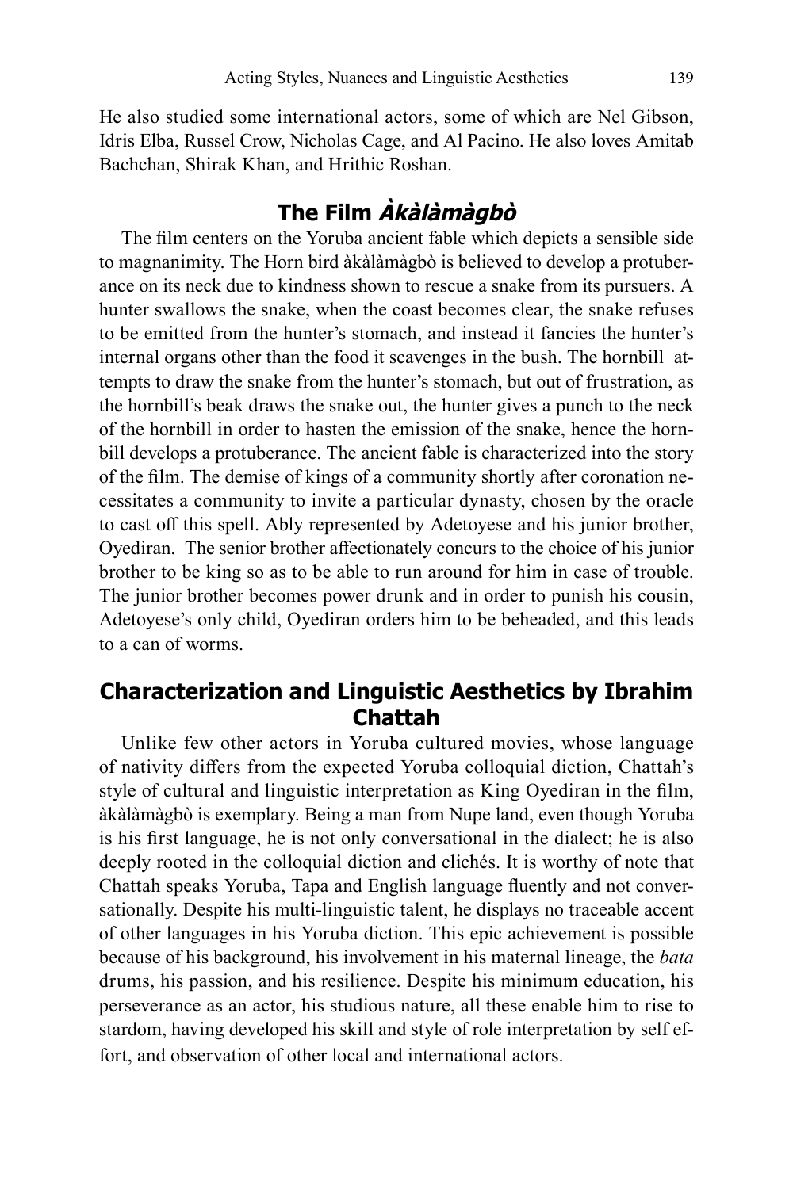He also studied some international actors, some of which are Nel Gibson, Idris Elba, Russel Crow, Nicholas Cage, and Al Pacino. He also loves Amitab Bachchan, Shirak Khan, and Hrithic Roshan.

## The Film *Àkàlàmàgbò*

The film centers on the Yoruba ancient fable which depicts a sensible side to magnanimity. The Horn bird àkàlàmàgbò is believed to develop a protuberance on its neck due to kindness shown to rescue a snake from its pursuers. A hunter swallows the snake, when the coast becomes clear, the snake refuses to be emitted from the hunter's stomach, and instead it fancies the hunter's internal organs other than the food it scavenges in the bush. The hornbill attempts to draw the snake from the hunter's stomach, but out of frustration, as the hornbill's beak draws the snake out, the hunter gives a punch to the neck of the hornbill in order to hasten the emission of the snake, hence the hornbill develops a protuberance. The ancient fable is characterized into the story of the film. The demise of kings of a community shortly after coronation necessitates a community to invite a particular dynasty, chosen by the oracle to cast off this spell. Ably represented by Adetoyese and his junior brother, Oyediran. The senior brother affectionately concurs to the choice of his junior brother to be king so as to be able to run around for him in case of trouble. The junior brother becomes power drunk and in order to punish his cousin, Adetoyese's only child, Oyediran orders him to be beheaded, and this leads to a can of worms.

## Characterization and Linguistic Aesthetics by Ibrahim Chattah

Unlike few other actors in Yoruba cultured movies, whose language of nativity differs from the expected Yoruba colloquial diction, Chattah's style of cultural and linguistic interpretation as King Oyediran in the film, àkàlàmàgbò is exemplary. Being a man from Nupe land, even though Yoruba is his first language, he is not only conversational in the dialect; he is also deeply rooted in the colloquial diction and clichés. It is worthy of note that Chattah speaks Yoruba, Tapa and English language fluently and not conversationally. Despite his multi-linguistic talent, he displays no traceable accent of other languages in his Yoruba diction. This epic achievement is possible because of his background, his involvement in his maternal lineage, the *bata* drums, his passion, and his resilience. Despite his minimum education, his perseverance as an actor, his studious nature, all these enable him to rise to stardom, having developed his skill and style of role interpretation by self effort, and observation of other local and international actors.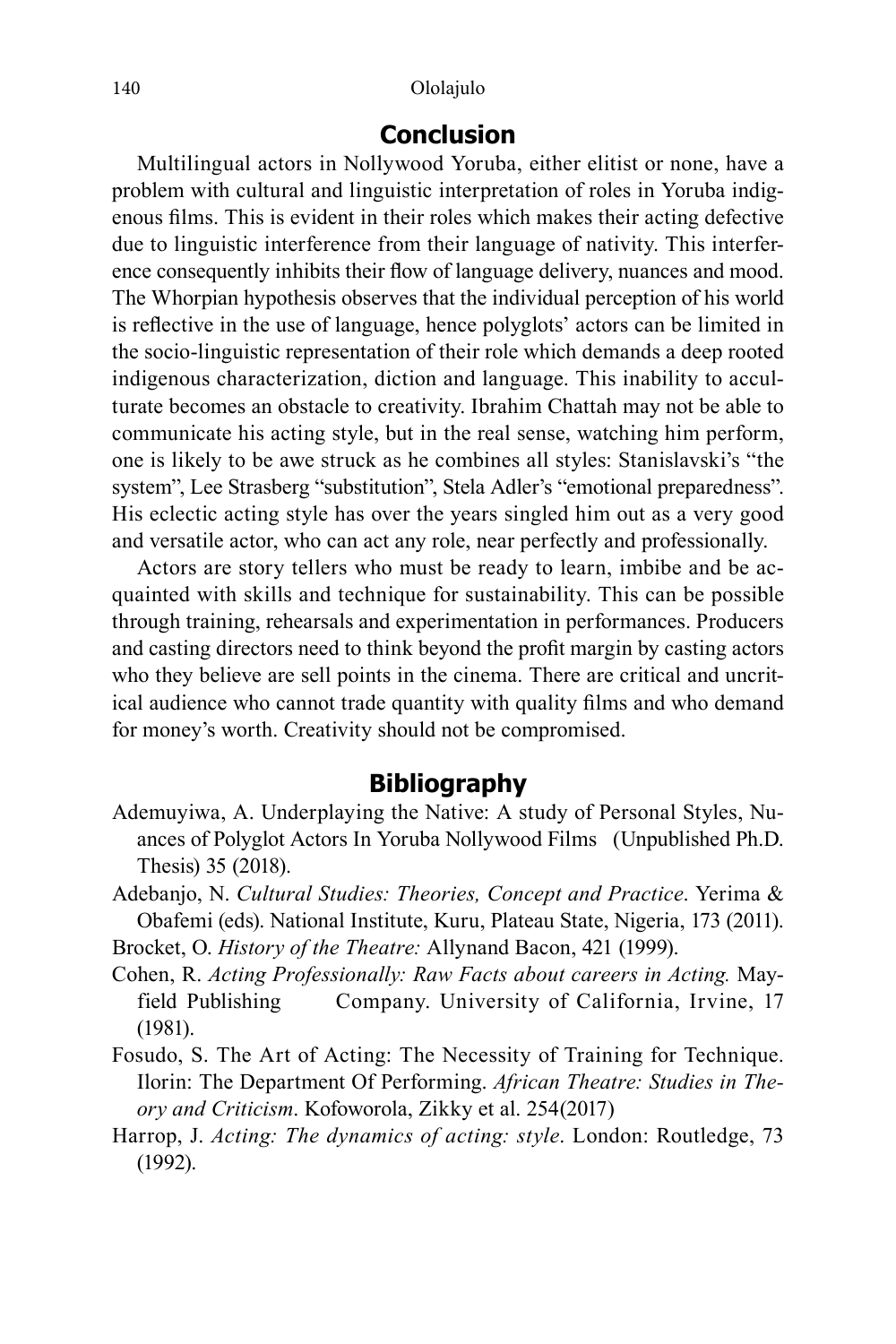## Conclusion

Multilingual actors in Nollywood Yoruba, either elitist or none, have a problem with cultural and linguistic interpretation of roles in Yoruba indigenous films. This is evident in their roles which makes their acting defective due to linguistic interference from their language of nativity. This interference consequently inhibits their flow of language delivery, nuances and mood. The Whorpian hypothesis observes that the individual perception of his world is reflective in the use of language, hence polyglots' actors can be limited in the socio-linguistic representation of their role which demands a deep rooted indigenous characterization, diction and language. This inability to acculturate becomes an obstacle to creativity. Ibrahim Chattah may not be able to communicate his acting style, but in the real sense, watching him perform, one is likely to be awe struck as he combines all styles: Stanislavski's "the system", Lee Strasberg "substitution", Stela Adler's "emotional preparedness". His eclectic acting style has over the years singled him out as a very good and versatile actor, who can act any role, near perfectly and professionally.

Actors are story tellers who must be ready to learn, imbibe and be acquainted with skills and technique for sustainability. This can be possible through training, rehearsals and experimentation in performances. Producers and casting directors need to think beyond the profit margin by casting actors who they believe are sell points in the cinema. There are critical and uncritical audience who cannot trade quantity with quality films and who demand for money's worth. Creativity should not be compromised.

## Bibliography

Ademuyiwa, A. Underplaying the Native: A study of Personal Styles, Nuances of Polyglot Actors In Yoruba Nollywood Films (Unpublished Ph.D. Thesis) 35 (2018).

Adebanjo, N. *Cultural Studies: Theories, Concept and Practice*. Yerima & Obafemi (eds). National Institute, Kuru, Plateau State, Nigeria, 173 (2011).

Brocket, O. *History of the Theatre:* Allynand Bacon, 421 (1999).

Cohen, R. *Acting Professionally: Raw Facts about careers in Acting.* Mayfield Publishing Company. University of California, Irvine, 17 (1981).

Fosudo, S. The Art of Acting: The Necessity of Training for Technique. Ilorin: The Department Of Performing. *African Theatre: Studies in Theory and Criticism*. Kofoworola, Zikky et al. 254(2017)

Harrop, J. *Acting: The dynamics of acting: style*. London: Routledge, 73 (1992).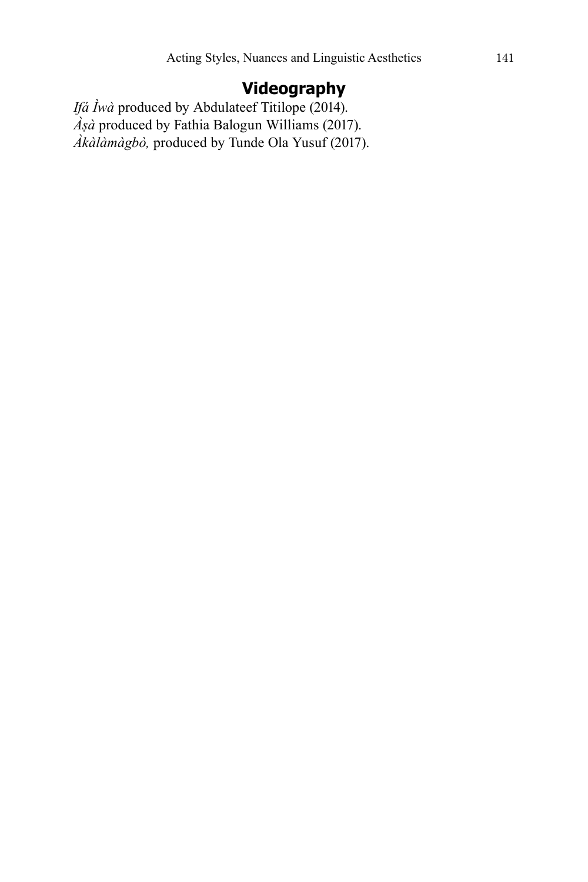## Videography

*Ifá Ìwà* produced by Abdulateef Titilope (2014).
*Àṣà* produced by Fathia Balogun Williams (2017).
*Àkàlàmàgbò,* produced by Tunde Ola Yusuf (2017).